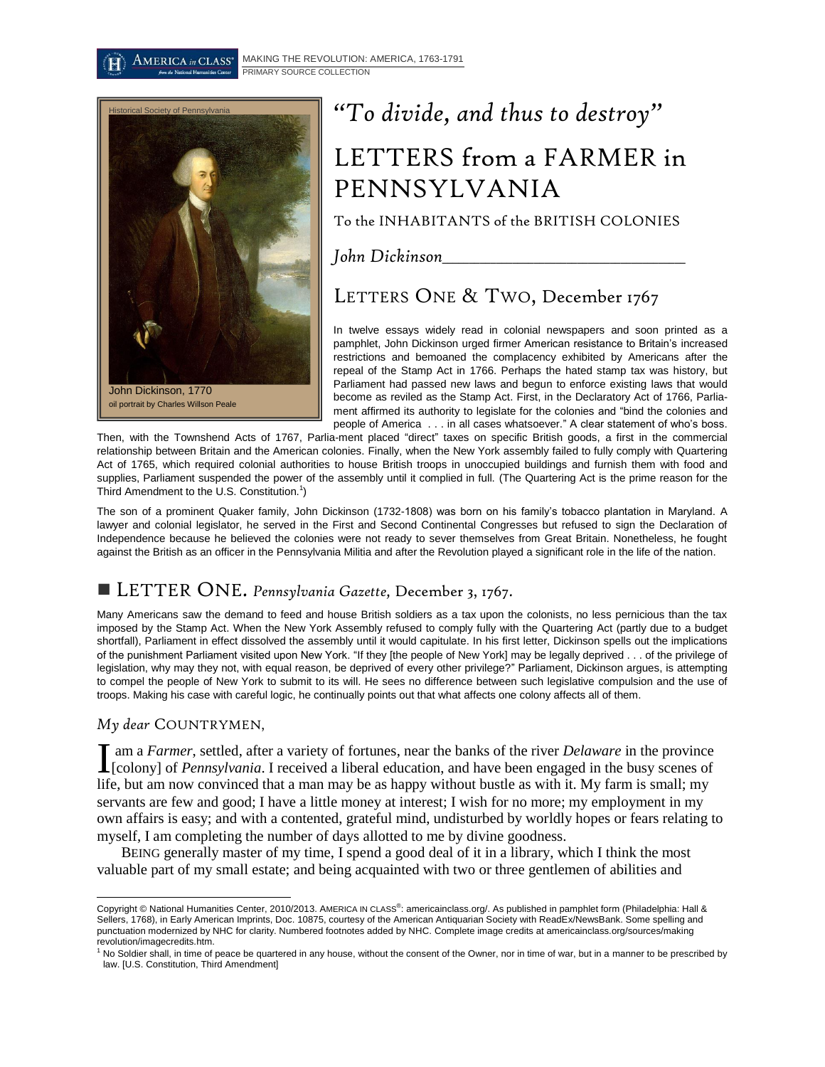# "To divide, and thus to destroy"

# LETTERS from a FARMER in PENNSYLVANIA

To the INHABITANTS of the BRITISH COLONIES

*John Dickinson*

Historical Society of Pennsylvania

John Dickinson, 1770
oil portrait by Charles Willson Peale

## LETTERS ONE & TWO, December 1767

In twelve essays widely read in colonial newspapers and soon printed as a pamphlet, John Dickinson urged firmer American resistance to Britain's increased restrictions and bemoaned the complacency exhibited by Americans after the repeal of the Stamp Act in 1766. Perhaps the hated stamp tax was history, but Parliament had passed new laws and begun to enforce existing laws that would become as reviled as the Stamp Act. First, in the Declaratory Act of 1766, Parliament affirmed its authority to legislate for the colonies and "bind the colonies and people of America . . . in all cases whatsoever." A clear statement of who's boss. Then, with the Townshend Acts of 1767, Parlia-ment placed "direct" taxes on specific British goods, a first in the commercial relationship between Britain and the American colonies. Finally, when the New York assembly failed to fully comply with Quartering Act of 1765, which required colonial authorities to house British troops in unoccupied buildings and furnish them with food and supplies, Parliament suspended the power of the assembly until it complied in full. (The Quartering Act is the prime reason for the Third Amendment to the U.S. Constitution.[1])

The son of a prominent Quaker family, John Dickinson (1732-1808) was born on his family's tobacco plantation in Maryland. A lawyer and colonial legislator, he served in the First and Second Continental Congresses but refused to sign the Declaration of Independence because he believed the colonies were not ready to sever themselves from Great Britain. Nonetheless, he fought against the British as an officer in the Pennsylvania Militia and after the Revolution played a significant role in the life of the nation.

## ■ LETTER ONE. *Pennsylvania Gazette,* December 3, 1767.

Many Americans saw the demand to feed and house British soldiers as a tax upon the colonists, no less pernicious than the tax imposed by the Stamp Act. When the New York Assembly refused to comply fully with the Quartering Act (partly due to a budget shortfall), Parliament in effect dissolved the assembly until it would capitulate. In his first letter, Dickinson spells out the implications of the punishment Parliament visited upon New York. "If they [the people of New York] may be legally deprived . . . of the privilege of legislation, why may they not, with equal reason, be deprived of every other privilege?" Parliament, Dickinson argues, is attempting to compel the people of New York to submit to its will. He sees no difference between such legislative compulsion and the use of troops. Making his case with careful logic, he continually points out that what affects one colony affects all of them.

*My dear* COUNTRYMEN,

I am a *Farmer*, settled, after a variety of fortunes, near the banks of the river *Delaware* in the province [colony] of *Pennsylvania*. I received a liberal education, and have been engaged in the busy scenes of life, but am now convinced that a man may be as happy without bustle as with it. My farm is small; my servants are few and good; I have a little money at interest; I wish for no more; my employment in my own affairs is easy; and with a contented, grateful mind, undisturbed by worldly hopes or fears relating to myself, I am completing the number of days allotted to me by divine goodness.

BEING generally master of my time, I spend a good deal of it in a library, which I think the most valuable part of my small estate; and being acquainted with two or three gentlemen of abilities and

---

Copyright © National Humanities Center, 2010/2013. AMERICA IN CLASS®: americainclass.org/. As published in pamphlet form (Philadelphia: Hall & Sellers, 1768), in Early American Imprints, Doc. 10875, courtesy of the American Antiquarian Society with ReadEx/NewsBank. Some spelling and punctuation modernized by NHC for clarity. Numbered footnotes added by NHC. Complete image credits at americainclass.org/sources/making revolution/imagecredits.htm.

[1] No Soldier shall, in time of peace be quartered in any house, without the consent of the Owner, nor in time of war, but in a manner to be prescribed by law. [U.S. Constitution, Third Amendment]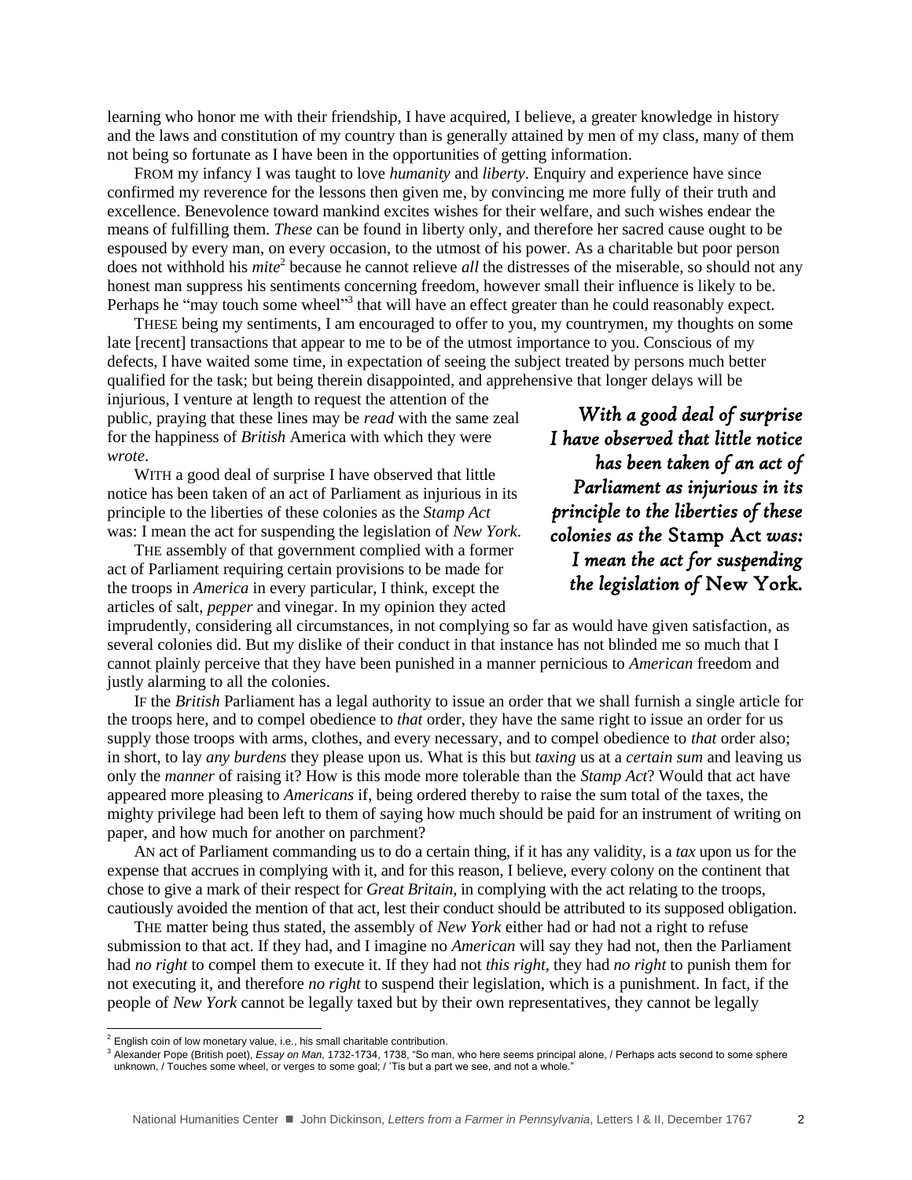learning who honor me with their friendship, I have acquired, I believe, a greater knowledge in history and the laws and constitution of my country than is generally attained by men of my class, many of them not being so fortunate as I have been in the opportunities of getting information.

FROM my infancy I was taught to love *humanity* and *liberty*. Enquiry and experience have since confirmed my reverence for the lessons then given me, by convincing me more fully of their truth and excellence. Benevolence toward mankind excites wishes for their welfare, and such wishes endear the means of fulfilling them. *These* can be found in liberty only, and therefore her sacred cause ought to be espoused by every man, on every occasion, to the utmost of his power. As a charitable but poor person does not withhold his *mite*[2] because he cannot relieve *all* the distresses of the miserable, so should not any honest man suppress his sentiments concerning freedom, however small their influence is likely to be. Perhaps he "may touch some wheel"[3] that will have an effect greater than he could reasonably expect.

THESE being my sentiments, I am encouraged to offer to you, my countrymen, my thoughts on some late [recent] transactions that appear to me to be of the utmost importance to you. Conscious of my defects, I have waited some time, in expectation of seeing the subject treated by persons much better qualified for the task; but being therein disappointed, and apprehensive that longer delays will be injurious, I venture at length to request the attention of the public, praying that these lines may be *read* with the same zeal for the happiness of *British* America with which they were *wrote*.

WITH a good deal of surprise I have observed that little notice has been taken of an act of Parliament as injurious in its principle to the liberties of these colonies as the *Stamp Act* was: I mean the act for suspending the legislation of *New York*.

THE assembly of that government complied with a former act of Parliament requiring certain provisions to be made for the troops in *America* in every particular, I think, except the articles of salt, *pepper* and vinegar. In my opinion they acted imprudently, considering all circumstances, in not complying so far as would have given satisfaction, as several colonies did. But my dislike of their conduct in that instance has not blinded me so much that I cannot plainly perceive that they have been punished in a manner pernicious to *American* freedom and justly alarming to all the colonies.

IF the *British* Parliament has a legal authority to issue an order that we shall furnish a single article for the troops here, and to compel obedience to *that* order, they have the same right to issue an order for us supply those troops with arms, clothes, and every necessary, and to compel obedience to *that* order also; in short, to lay *any burdens* they please upon us. What is this but *taxing* us at a *certain sum* and leaving us only the *manner* of raising it? How is this mode more tolerable than the *Stamp Act*? Would that act have appeared more pleasing to *Americans* if, being ordered thereby to raise the sum total of the taxes, the mighty privilege had been left to them of saying how much should be paid for an instrument of writing on paper, and how much for another on parchment?

AN act of Parliament commanding us to do a certain thing, if it has any validity, is a *tax* upon us for the expense that accrues in complying with it, and for this reason, I believe, every colony on the continent that chose to give a mark of their respect for *Great Britain*, in complying with the act relating to the troops, cautiously avoided the mention of that act, lest their conduct should be attributed to its supposed obligation.

THE matter being thus stated, the assembly of *New York* either had or had not a right to refuse submission to that act. If they had, and I imagine no *American* will say they had not, then the Parliament had *no right* to compel them to execute it. If they had not *this right*, they had *no right* to punish them for not executing it, and therefore *no right* to suspend their legislation, which is a punishment. In fact, if the people of *New York* cannot be legally taxed but by their own representatives, they cannot be legally

[2] English coin of low monetary value, i.e., his small charitable contribution.

[3] Alexander Pope (British poet), *Essay on Man*, 1732-1734, 1738, "So man, who here seems principal alone, / Perhaps acts second to some sphere unknown, / Touches some wheel, or verges to some goal; / 'Tis but a part we see, and not a whole."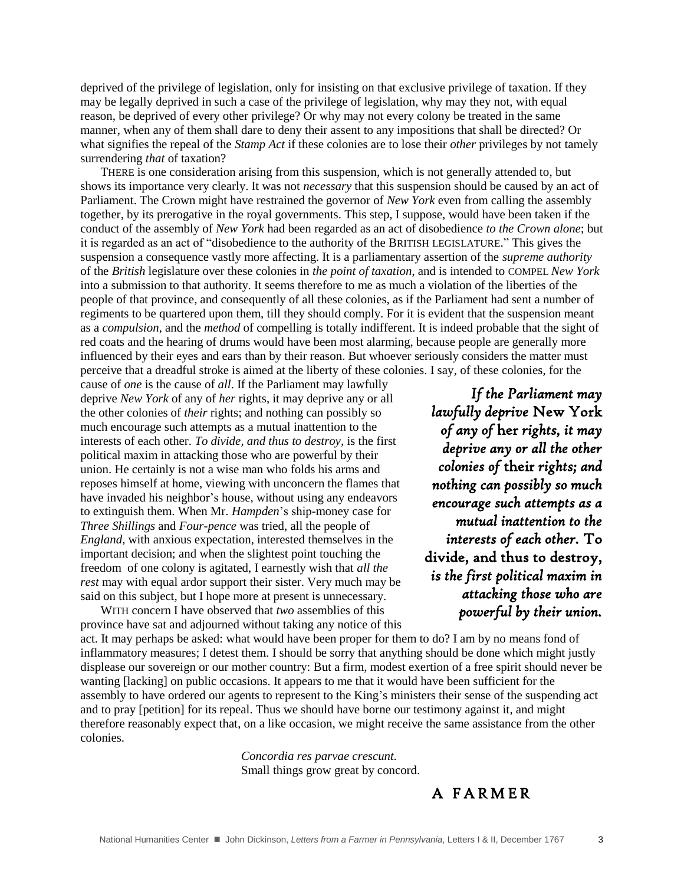deprived of the privilege of legislation, only for insisting on that exclusive privilege of taxation. If they may be legally deprived in such a case of the privilege of legislation, why may they not, with equal reason, be deprived of every other privilege? Or why may not every colony be treated in the same manner, when any of them shall dare to deny their assent to any impositions that shall be directed? Or what signifies the repeal of the *Stamp Act* if these colonies are to lose their *other* privileges by not tamely surrendering *that* of taxation?

THERE is one consideration arising from this suspension, which is not generally attended to, but shows its importance very clearly. It was not *necessary* that this suspension should be caused by an act of Parliament. The Crown might have restrained the governor of *New York* even from calling the assembly together, by its prerogative in the royal governments. This step, I suppose, would have been taken if the conduct of the assembly of *New York* had been regarded as an act of disobedience *to the Crown alone*; but it is regarded as an act of "disobedience to the authority of the BRITISH LEGISLATURE." This gives the suspension a consequence vastly more affecting. It is a parliamentary assertion of the *supreme authority* of the *British* legislature over these colonies in *the point of taxation*, and is intended to COMPEL *New York* into a submission to that authority. It seems therefore to me as much a violation of the liberties of the people of that province, and consequently of all these colonies, as if the Parliament had sent a number of regiments to be quartered upon them, till they should comply. For it is evident that the suspension meant as a *compulsion*, and the *method* of compelling is totally indifferent. It is indeed probable that the sight of red coats and the hearing of drums would have been most alarming, because people are generally more influenced by their eyes and ears than by their reason. But whoever seriously considers the matter must perceive that a dreadful stroke is aimed at the liberty of these colonies. I say, of these colonies, for the cause of *one* is the cause of *all*. If the Parliament may lawfully deprive *New York* of any of *her* rights, it may deprive any or all the other colonies of *their* rights; and nothing can possibly so much encourage such attempts as a mutual inattention to the interests of each other. *To divide, and thus to destroy,* is the first political maxim in attacking those who are powerful by their union. He certainly is not a wise man who folds his arms and reposes himself at home, viewing with unconcern the flames that have invaded his neighbor's house, without using any endeavors to extinguish them. When Mr. *Hampden*'s ship-money case for *Three Shillings* and *Four-pence* was tried, all the people of *England*, with anxious expectation, interested themselves in the important decision; and when the slightest point touching the freedom of one colony is agitated, I earnestly wish that *all the rest* may with equal ardor support their sister. Very much may be said on this subject, but I hope more at present is unnecessary.

> *If the Parliament may lawfully deprive* New York *of any of* her *rights, it may deprive any or all the other colonies of* their *rights; and nothing can possibly so much encourage such attempts as a mutual inattention to the interests of each other.* To divide, and thus to destroy, *is the first political maxim in attacking those who are powerful by their union.*

WITH concern I have observed that *two* assemblies of this province have sat and adjourned without taking any notice of this act. It may perhaps be asked: what would have been proper for them to do? I am by no means fond of inflammatory measures; I detest them. I should be sorry that anything should be done which might justly displease our sovereign or our mother country: But a firm, modest exertion of a free spirit should never be wanting [lacking] on public occasions. It appears to me that it would have been sufficient for the assembly to have ordered our agents to represent to the King's ministers their sense of the suspending act and to pray [petition] for its repeal. Thus we should have borne our testimony against it, and might therefore reasonably expect that, on a like occasion, we might receive the same assistance from the other colonies.

*Concordia res parvae crescunt.*
Small things grow great by concord.

A FARMER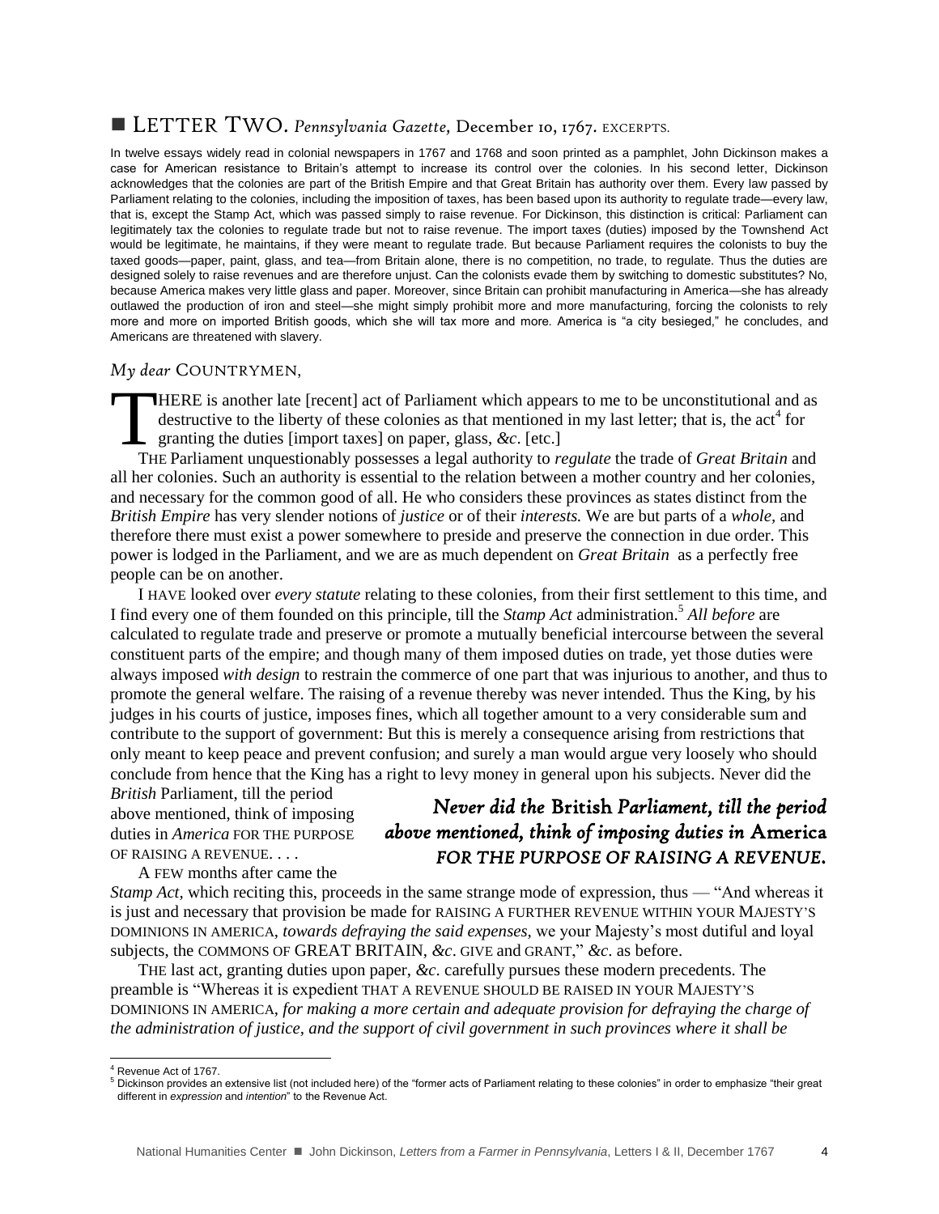## ■ LETTER TWO. *Pennsylvania Gazette*, December 10, 1767. EXCERPTS.

In twelve essays widely read in colonial newspapers in 1767 and 1768 and soon printed as a pamphlet, John Dickinson makes a case for American resistance to Britain's attempt to increase its control over the colonies. In his second letter, Dickinson acknowledges that the colonies are part of the British Empire and that Great Britain has authority over them. Every law passed by Parliament relating to the colonies, including the imposition of taxes, has been based upon its authority to regulate trade—every law, that is, except the Stamp Act, which was passed simply to raise revenue. For Dickinson, this distinction is critical: Parliament can legitimately tax the colonies to regulate trade but not to raise revenue. The import taxes (duties) imposed by the Townshend Act would be legitimate, he maintains, if they were meant to regulate trade. But because Parliament requires the colonists to buy the taxed goods—paper, paint, glass, and tea—from Britain alone, there is no competition, no trade, to regulate. Thus the duties are designed solely to raise revenues and are therefore unjust. Can the colonists evade them by switching to domestic substitutes? No, because America makes very little glass and paper. Moreover, since Britain can prohibit manufacturing in America—she has already outlawed the production of iron and steel—she might simply prohibit more and more manufacturing, forcing the colonists to rely more and more on imported British goods, which she will tax more and more. America is "a city besieged," he concludes, and Americans are threatened with slavery.

*My dear* COUNTRYMEN,

THERE is another late [recent] act of Parliament which appears to me to be unconstitutional and as destructive to the liberty of these colonies as that mentioned in my last letter; that is, the act[4] for granting the duties [import taxes] on paper, glass, *&c*. [etc.]

THE Parliament unquestionably possesses a legal authority to *regulate* the trade of *Great Britain* and all her colonies. Such an authority is essential to the relation between a mother country and her colonies, and necessary for the common good of all. He who considers these provinces as states distinct from the *British Empire* has very slender notions of *justice* or of their *interests.* We are but parts of a *whole*, and therefore there must exist a power somewhere to preside and preserve the connection in due order. This power is lodged in the Parliament, and we are as much dependent on *Great Britain* as a perfectly free people can be on another.

I HAVE looked over *every statute* relating to these colonies, from their first settlement to this time, and I find every one of them founded on this principle, till the *Stamp Act* administration.[5] *All before* are calculated to regulate trade and preserve or promote a mutually beneficial intercourse between the several constituent parts of the empire; and though many of them imposed duties on trade, yet those duties were always imposed *with design* to restrain the commerce of one part that was injurious to another, and thus to promote the general welfare. The raising of a revenue thereby was never intended. Thus the King, by his judges in his courts of justice, imposes fines, which all together amount to a very considerable sum and contribute to the support of government: But this is merely a consequence arising from restrictions that only meant to keep peace and prevent confusion; and surely a man would argue very loosely who should conclude from hence that the King has a right to levy money in general upon his subjects. Never did the *British* Parliament, till the period above mentioned, think of imposing duties in *America* FOR THE PURPOSE OF RAISING A REVENUE. . . .

> *Never did the* British *Parliament, till the period above mentioned, think of imposing duties in* America *FOR THE PURPOSE OF RAISING A REVENUE.*

A FEW months after came the *Stamp Act*, which reciting this, proceeds in the same strange mode of expression, thus — "And whereas it is just and necessary that provision be made for RAISING A FURTHER REVENUE WITHIN YOUR MAJESTY'S DOMINIONS IN AMERICA, *towards defraying the said expenses*, we your Majesty's most dutiful and loyal subjects, the COMMONS OF GREAT BRITAIN, *&c*. GIVE and GRANT," *&c*. as before.

THE last act, granting duties upon paper, *&c*. carefully pursues these modern precedents. The preamble is "Whereas it is expedient THAT A REVENUE SHOULD BE RAISED IN YOUR MAJESTY'S DOMINIONS IN AMERICA, *for making a more certain and adequate provision for defraying the charge of the administration of justice, and the support of civil government in such provinces where it shall be*

---

[4] Revenue Act of 1767.

[5] Dickinson provides an extensive list (not included here) of the "former acts of Parliament relating to these colonies" in order to emphasize "their great different in *expression* and *intention*" to the Revenue Act.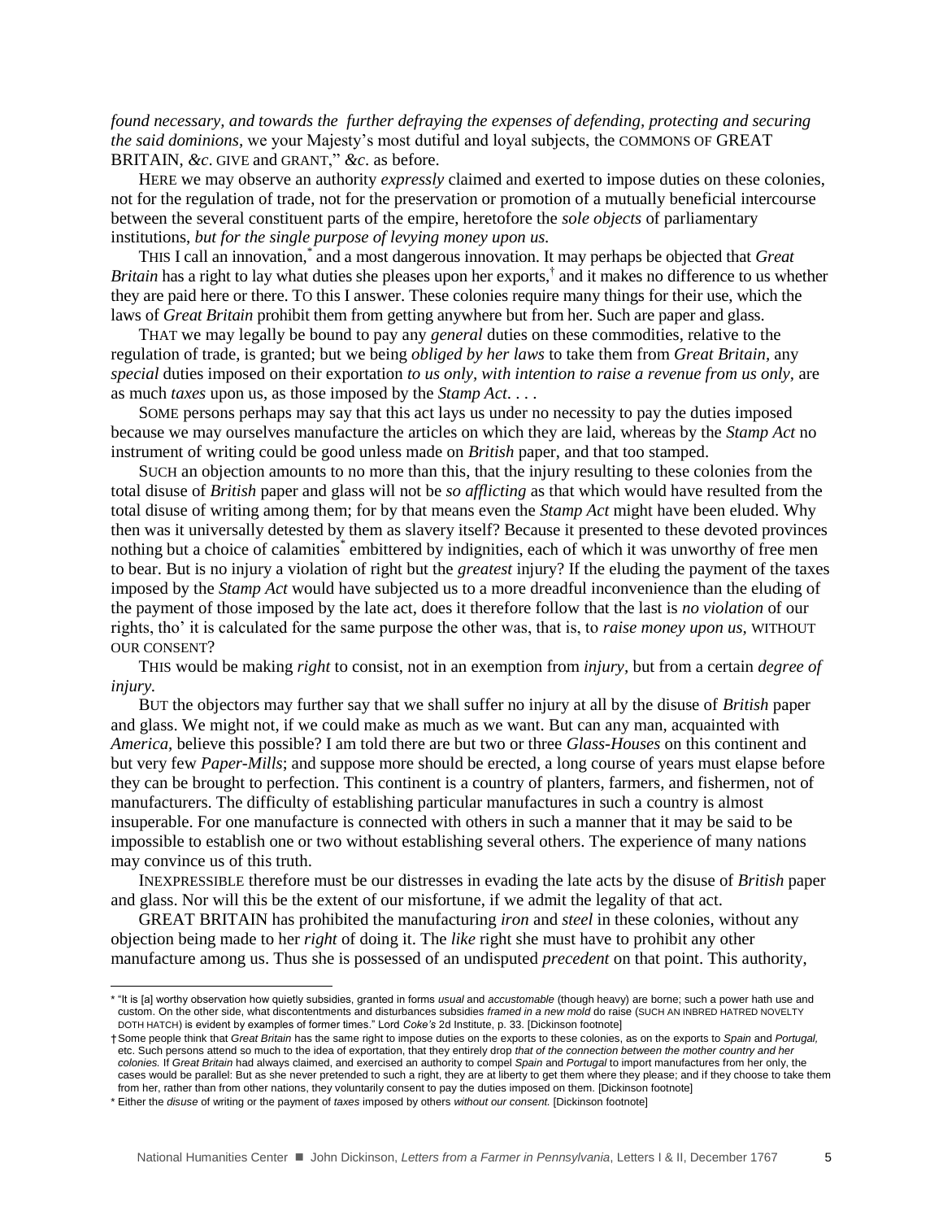*found necessary, and towards the further defraying the expenses of defending, protecting and securing the said dominions*, we your Majesty's most dutiful and loyal subjects, the COMMONS OF GREAT BRITAIN, *&c*. GIVE and GRANT," *&c*. as before.

HERE we may observe an authority *expressly* claimed and exerted to impose duties on these colonies, not for the regulation of trade, not for the preservation or promotion of a mutually beneficial intercourse between the several constituent parts of the empire, heretofore the *sole objects* of parliamentary institutions, *but for the single purpose of levying money upon us*.

THIS I call an innovation,* and a most dangerous innovation. It may perhaps be objected that *Great Britain* has a right to lay what duties she pleases upon her exports,† and it makes no difference to us whether they are paid here or there. TO this I answer. These colonies require many things for their use, which the laws of *Great Britain* prohibit them from getting anywhere but from her. Such are paper and glass.

THAT we may legally be bound to pay any *general* duties on these commodities, relative to the regulation of trade, is granted; but we being *obliged by her laws* to take them from *Great Britain,* any *special* duties imposed on their exportation *to us only, with intention to raise a revenue from us only,* are as much *taxes* upon us, as those imposed by the *Stamp Act*. . . .

SOME persons perhaps may say that this act lays us under no necessity to pay the duties imposed because we may ourselves manufacture the articles on which they are laid, whereas by the *Stamp Act* no instrument of writing could be good unless made on *British* paper, and that too stamped.

SUCH an objection amounts to no more than this, that the injury resulting to these colonies from the total disuse of *British* paper and glass will not be *so afflicting* as that which would have resulted from the total disuse of writing among them; for by that means even the *Stamp Act* might have been eluded. Why then was it universally detested by them as slavery itself? Because it presented to these devoted provinces nothing but a choice of calamities* embittered by indignities, each of which it was unworthy of free men to bear. But is no injury a violation of right but the *greatest* injury? If the eluding the payment of the taxes imposed by the *Stamp Act* would have subjected us to a more dreadful inconvenience than the eluding of the payment of those imposed by the late act, does it therefore follow that the last is *no violation* of our rights, tho' it is calculated for the same purpose the other was, that is, to *raise money upon us,* WITHOUT OUR CONSENT?

THIS would be making *right* to consist, not in an exemption from *injury*, but from a certain *degree of injury.*

BUT the objectors may further say that we shall suffer no injury at all by the disuse of *British* paper and glass. We might not, if we could make as much as we want. But can any man, acquainted with *America,* believe this possible? I am told there are but two or three *Glass-Houses* on this continent and but very few *Paper-Mills*; and suppose more should be erected, a long course of years must elapse before they can be brought to perfection. This continent is a country of planters, farmers, and fishermen, not of manufacturers. The difficulty of establishing particular manufactures in such a country is almost insuperable. For one manufacture is connected with others in such a manner that it may be said to be impossible to establish one or two without establishing several others. The experience of many nations may convince us of this truth.

INEXPRESSIBLE therefore must be our distresses in evading the late acts by the disuse of *British* paper and glass. Nor will this be the extent of our misfortune, if we admit the legality of that act.

GREAT BRITAIN has prohibited the manufacturing *iron* and *steel* in these colonies, without any objection being made to her *right* of doing it. The *like* right she must have to prohibit any other manufacture among us. Thus she is possessed of an undisputed *precedent* on that point. This authority,

---

\* "It is [a] worthy observation how quietly subsidies, granted in forms *usual* and *accustomable* (though heavy) are borne; such a power hath use and custom. On the other side, what discontentments and disturbances subsidies *framed in a new mold* do raise (SUCH AN INBRED HATRED NOVELTY DOTH HATCH) is evident by examples of former times." Lord *Coke's* 2d Institute, p. 33. [Dickinson footnote]

† Some people think that *Great Britain* has the same right to impose duties on the exports to these colonies, as on the exports to *Spain* and *Portugal,* etc. Such persons attend so much to the idea of exportation, that they entirely drop *that of the connection between the mother country and her colonies.* If *Great Britain* had always claimed, and exercised an authority to compel *Spain* and *Portugal* to import manufactures from her only, the cases would be parallel: But as she never pretended to such a right, they are at liberty to get them where they please; and if they choose to take them from her, rather than from other nations, they voluntarily consent to pay the duties imposed on them. [Dickinson footnote]

\* Either the *disuse* of writing or the payment of *taxes* imposed by others *without our consent.* [Dickinson footnote]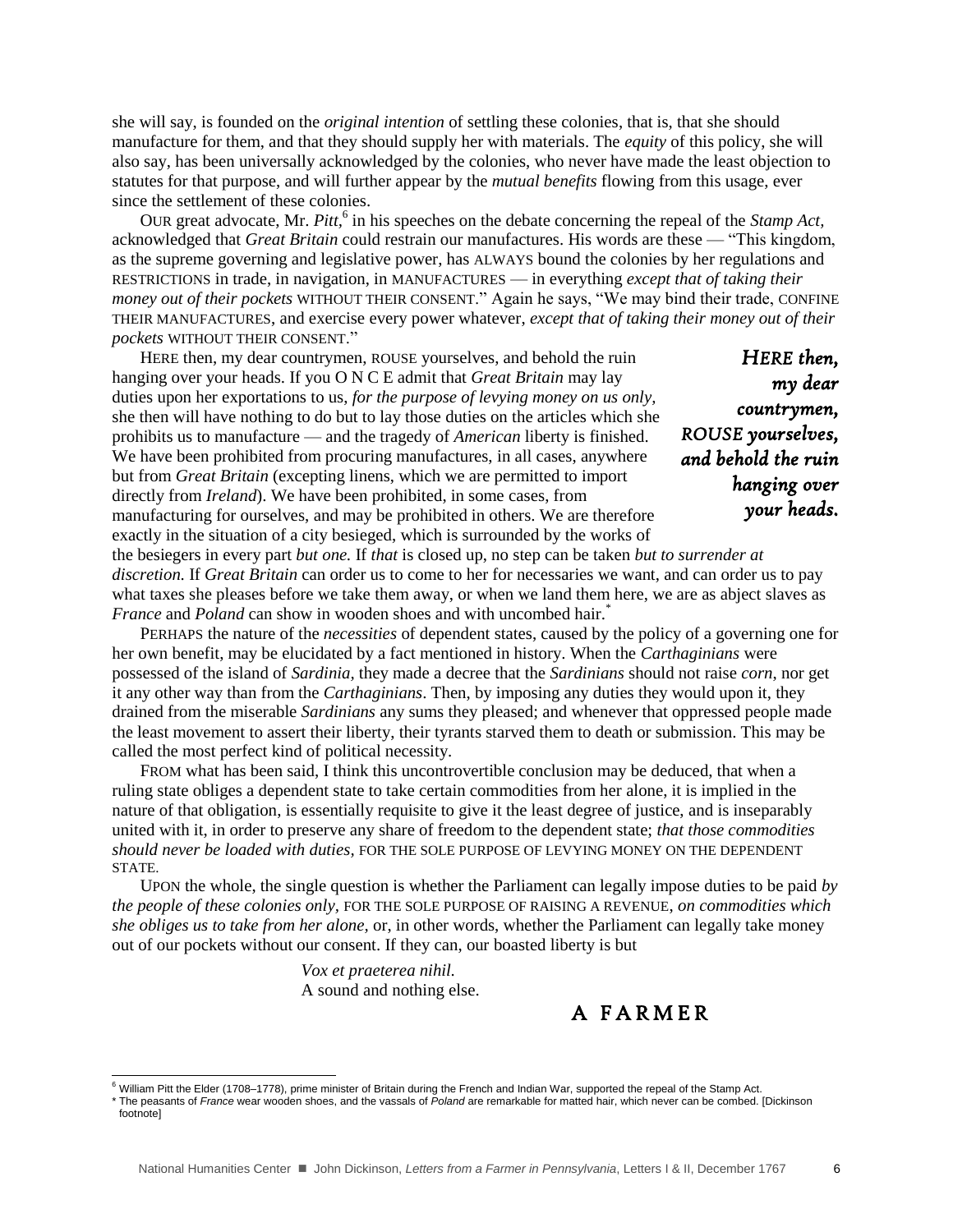she will say, is founded on the *original intention* of settling these colonies, that is, that she should manufacture for them, and that they should supply her with materials. The *equity* of this policy, she will also say, has been universally acknowledged by the colonies, who never have made the least objection to statutes for that purpose, and will further appear by the *mutual benefits* flowing from this usage, ever since the settlement of these colonies.

OUR great advocate, Mr. *Pitt*,[6] in his speeches on the debate concerning the repeal of the *Stamp Act*, acknowledged that *Great Britain* could restrain our manufactures. His words are these — "This kingdom, as the supreme governing and legislative power, has ALWAYS bound the colonies by her regulations and RESTRICTIONS in trade, in navigation, in MANUFACTURES — in everything *except that of taking their money out of their pockets* WITHOUT THEIR CONSENT." Again he says, "We may bind their trade, CONFINE THEIR MANUFACTURES, and exercise every power whatever, *except that of taking their money out of their pockets* WITHOUT THEIR CONSENT."

*HERE then, my dear countrymen, ROUSE yourselves, and behold the ruin hanging over your heads.*

HERE then, my dear countrymen, ROUSE yourselves, and behold the ruin hanging over your heads. If you O N C E admit that *Great Britain* may lay duties upon her exportations to us, *for the purpose of levying money on us only*, she then will have nothing to do but to lay those duties on the articles which she prohibits us to manufacture — and the tragedy of *American* liberty is finished. We have been prohibited from procuring manufactures, in all cases, anywhere but from *Great Britain* (excepting linens, which we are permitted to import directly from *Ireland*). We have been prohibited, in some cases, from manufacturing for ourselves, and may be prohibited in others. We are therefore exactly in the situation of a city besieged, which is surrounded by the works of the besiegers in every part *but one.* If *that* is closed up, no step can be taken *but to surrender at discretion.* If *Great Britain* can order us to come to her for necessaries we want, and can order us to pay what taxes she pleases before we take them away, or when we land them here, we are as abject slaves as *France* and *Poland* can show in wooden shoes and with uncombed hair.*

PERHAPS the nature of the *necessities* of dependent states, caused by the policy of a governing one for her own benefit, may be elucidated by a fact mentioned in history. When the *Carthaginians* were possessed of the island of *Sardinia,* they made a decree that the *Sardinians* should not raise *corn,* nor get it any other way than from the *Carthaginians*. Then, by imposing any duties they would upon it, they drained from the miserable *Sardinians* any sums they pleased; and whenever that oppressed people made the least movement to assert their liberty, their tyrants starved them to death or submission. This may be called the most perfect kind of political necessity.

FROM what has been said, I think this uncontrovertible conclusion may be deduced, that when a ruling state obliges a dependent state to take certain commodities from her alone, it is implied in the nature of that obligation, is essentially requisite to give it the least degree of justice, and is inseparably united with it, in order to preserve any share of freedom to the dependent state; *that those commodities should never be loaded with duties*, FOR THE SOLE PURPOSE OF LEVYING MONEY ON THE DEPENDENT STATE.

UPON the whole, the single question is whether the Parliament can legally impose duties to be paid *by the people of these colonies only,* FOR THE SOLE PURPOSE OF RAISING A REVENUE, *on commodities which she obliges us to take from her alone*, or, in other words, whether the Parliament can legally take money out of our pockets without our consent. If they can, our boasted liberty is but

*Vox et praeterea nihil.*
A sound and nothing else.

A FARMER

---

[6] William Pitt the Elder (1708–1778), prime minister of Britain during the French and Indian War, supported the repeal of the Stamp Act.

* The peasants of *France* wear wooden shoes, and the vassals of *Poland* are remarkable for matted hair, which never can be combed. [Dickinson footnote]